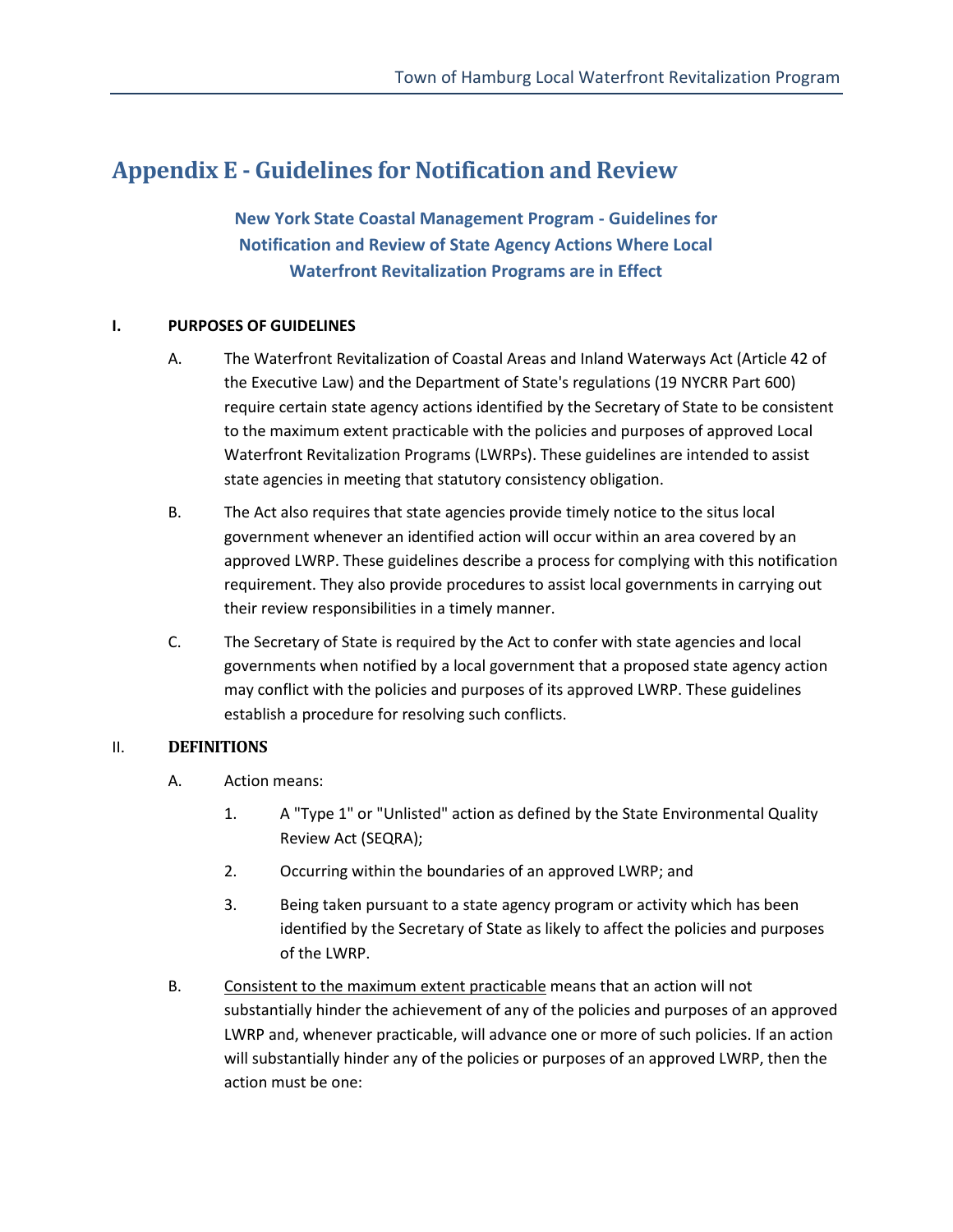# Appendix E - Guidelines for Notification and Review

## New York State Coastal Management Program - Guidelines for Notification and Review of State Agency Actions Where Local Waterfront Revitalization Programs are in Effect

**I. PURPOSES OF GUIDELINES**

A. The Waterfront Revitalization of Coastal Areas and Inland Waterways Act (Article 42 of the Executive Law) and the Department of State's regulations (19 NYCRR Part 600) require certain state agency actions identified by the Secretary of State to be consistent to the maximum extent practicable with the policies and purposes of approved Local Waterfront Revitalization Programs (LWRPs). These guidelines are intended to assist state agencies in meeting that statutory consistency obligation.

B. The Act also requires that state agencies provide timely notice to the situs local government whenever an identified action will occur within an area covered by an approved LWRP. These guidelines describe a process for complying with this notification requirement. They also provide procedures to assist local governments in carrying out their review responsibilities in a timely manner.

C. The Secretary of State is required by the Act to confer with state agencies and local governments when notified by a local government that a proposed state agency action may conflict with the policies and purposes of its approved LWRP. These guidelines establish a procedure for resolving such conflicts.

**II. DEFINITIONS**

A. Action means:

1. A "Type 1" or "Unlisted" action as defined by the State Environmental Quality Review Act (SEQRA);
2. Occurring within the boundaries of an approved LWRP; and
3. Being taken pursuant to a state agency program or activity which has been identified by the Secretary of State as likely to affect the policies and purposes of the LWRP.

B. Consistent to the maximum extent practicable means that an action will not substantially hinder the achievement of any of the policies and purposes of an approved LWRP and, whenever practicable, will advance one or more of such policies. If an action will substantially hinder any of the policies or purposes of an approved LWRP, then the action must be one: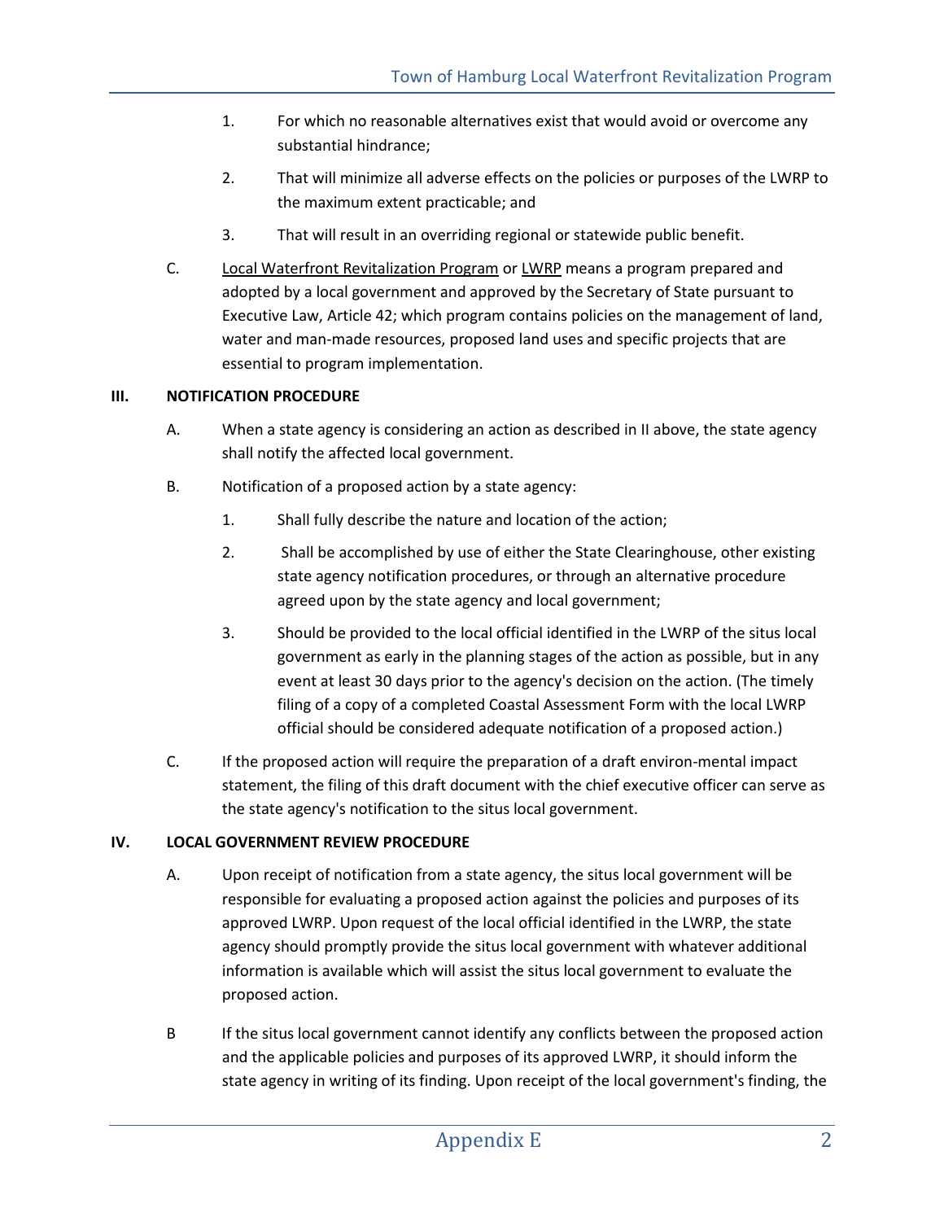1. For which no reasonable alternatives exist that would avoid or overcome any substantial hindrance;

2. That will minimize all adverse effects on the policies or purposes of the LWRP to the maximum extent practicable; and

3. That will result in an overriding regional or statewide public benefit.

C. Local Waterfront Revitalization Program or LWRP means a program prepared and adopted by a local government and approved by the Secretary of State pursuant to Executive Law, Article 42; which program contains policies on the management of land, water and man-made resources, proposed land uses and specific projects that are essential to program implementation.

## III. NOTIFICATION PROCEDURE

A. When a state agency is considering an action as described in II above, the state agency shall notify the affected local government.

B. Notification of a proposed action by a state agency:

1. Shall fully describe the nature and location of the action;

2. Shall be accomplished by use of either the State Clearinghouse, other existing state agency notification procedures, or through an alternative procedure agreed upon by the state agency and local government;

3. Should be provided to the local official identified in the LWRP of the situs local government as early in the planning stages of the action as possible, but in any event at least 30 days prior to the agency's decision on the action. (The timely filing of a copy of a completed Coastal Assessment Form with the local LWRP official should be considered adequate notification of a proposed action.)

C. If the proposed action will require the preparation of a draft environ-mental impact statement, the filing of this draft document with the chief executive officer can serve as the state agency's notification to the situs local government.

## IV. LOCAL GOVERNMENT REVIEW PROCEDURE

A. Upon receipt of notification from a state agency, the situs local government will be responsible for evaluating a proposed action against the policies and purposes of its approved LWRP. Upon request of the local official identified in the LWRP, the state agency should promptly provide the situs local government with whatever additional information is available which will assist the situs local government to evaluate the proposed action.

B If the situs local government cannot identify any conflicts between the proposed action and the applicable policies and purposes of its approved LWRP, it should inform the state agency in writing of its finding. Upon receipt of the local government's finding, the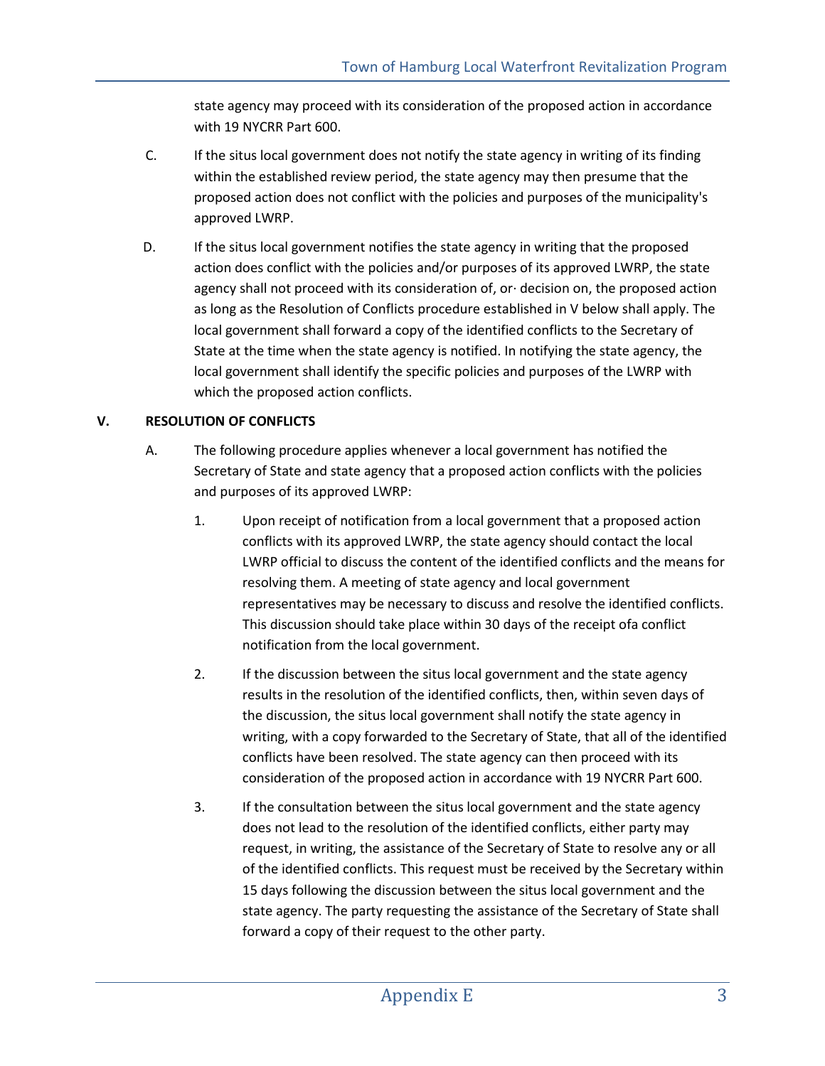state agency may proceed with its consideration of the proposed action in accordance with 19 NYCRR Part 600.

C. If the situs local government does not notify the state agency in writing of its finding within the established review period, the state agency may then presume that the proposed action does not conflict with the policies and purposes of the municipality's approved LWRP.

D. If the situs local government notifies the state agency in writing that the proposed action does conflict with the policies and/or purposes of its approved LWRP, the state agency shall not proceed with its consideration of, or· decision on, the proposed action as long as the Resolution of Conflicts procedure established in V below shall apply. The local government shall forward a copy of the identified conflicts to the Secretary of State at the time when the state agency is notified. In notifying the state agency, the local government shall identify the specific policies and purposes of the LWRP with which the proposed action conflicts.

## V. RESOLUTION OF CONFLICTS

A. The following procedure applies whenever a local government has notified the Secretary of State and state agency that a proposed action conflicts with the policies and purposes of its approved LWRP:

1. Upon receipt of notification from a local government that a proposed action conflicts with its approved LWRP, the state agency should contact the local LWRP official to discuss the content of the identified conflicts and the means for resolving them. A meeting of state agency and local government representatives may be necessary to discuss and resolve the identified conflicts. This discussion should take place within 30 days of the receipt ofa conflict notification from the local government.

2. If the discussion between the situs local government and the state agency results in the resolution of the identified conflicts, then, within seven days of the discussion, the situs local government shall notify the state agency in writing, with a copy forwarded to the Secretary of State, that all of the identified conflicts have been resolved. The state agency can then proceed with its consideration of the proposed action in accordance with 19 NYCRR Part 600.

3. If the consultation between the situs local government and the state agency does not lead to the resolution of the identified conflicts, either party may request, in writing, the assistance of the Secretary of State to resolve any or all of the identified conflicts. This request must be received by the Secretary within 15 days following the discussion between the situs local government and the state agency. The party requesting the assistance of the Secretary of State shall forward a copy of their request to the other party.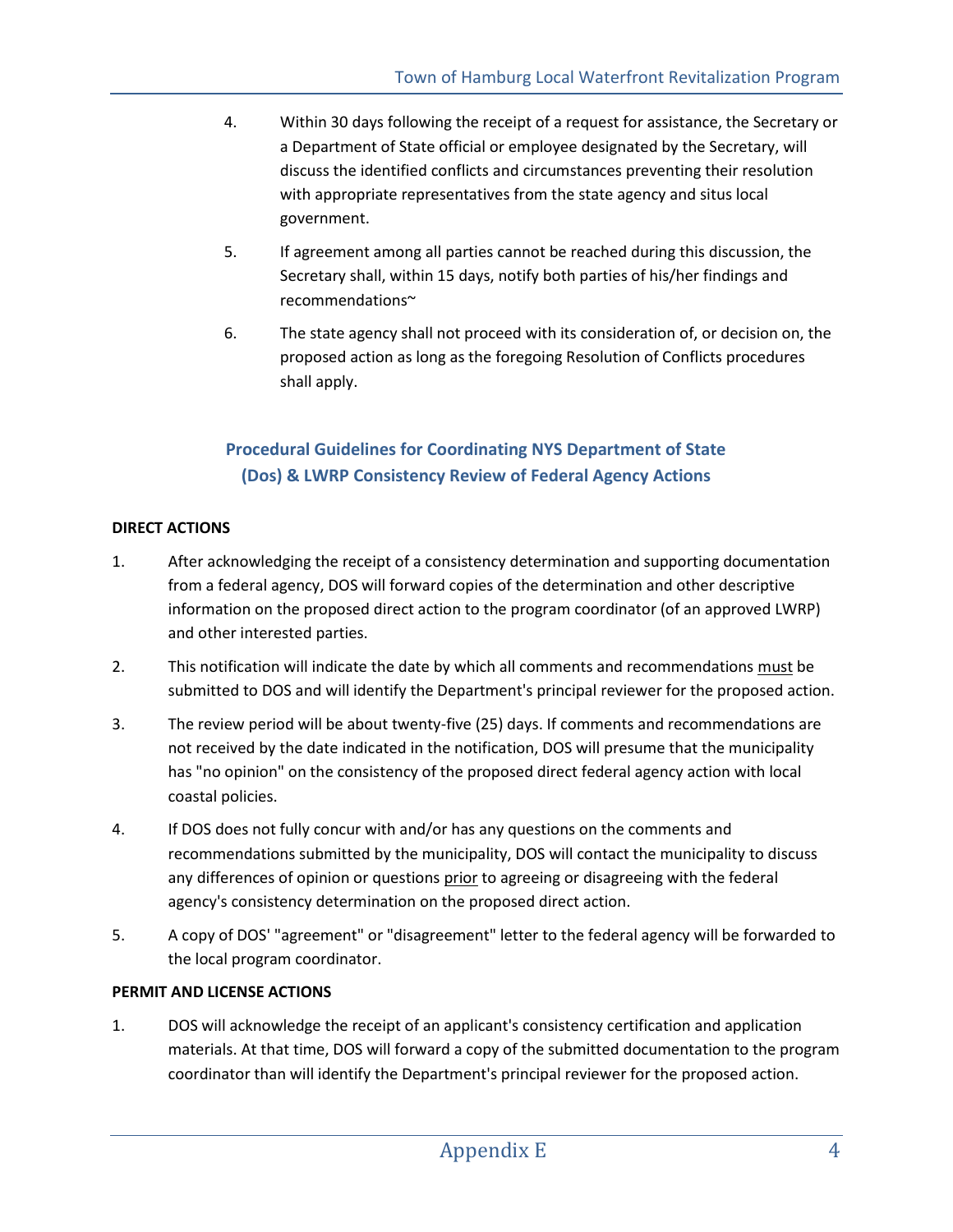4. Within 30 days following the receipt of a request for assistance, the Secretary or a Department of State official or employee designated by the Secretary, will discuss the identified conflicts and circumstances preventing their resolution with appropriate representatives from the state agency and situs local government.

5. If agreement among all parties cannot be reached during this discussion, the Secretary shall, within 15 days, notify both parties of his/her findings and recommendations~

6. The state agency shall not proceed with its consideration of, or decision on, the proposed action as long as the foregoing Resolution of Conflicts procedures shall apply.

## Procedural Guidelines for Coordinating NYS Department of State (Dos) & LWRP Consistency Review of Federal Agency Actions

**DIRECT ACTIONS**

1. After acknowledging the receipt of a consistency determination and supporting documentation from a federal agency, DOS will forward copies of the determination and other descriptive information on the proposed direct action to the program coordinator (of an approved LWRP) and other interested parties.

2. This notification will indicate the date by which all comments and recommendations must be submitted to DOS and will identify the Department's principal reviewer for the proposed action.

3. The review period will be about twenty-five (25) days. If comments and recommendations are not received by the date indicated in the notification, DOS will presume that the municipality has "no opinion" on the consistency of the proposed direct federal agency action with local coastal policies.

4. If DOS does not fully concur with and/or has any questions on the comments and recommendations submitted by the municipality, DOS will contact the municipality to discuss any differences of opinion or questions prior to agreeing or disagreeing with the federal agency's consistency determination on the proposed direct action.

5. A copy of DOS' "agreement" or "disagreement" letter to the federal agency will be forwarded to the local program coordinator.

**PERMIT AND LICENSE ACTIONS**

1. DOS will acknowledge the receipt of an applicant's consistency certification and application materials. At that time, DOS will forward a copy of the submitted documentation to the program coordinator than will identify the Department's principal reviewer for the proposed action.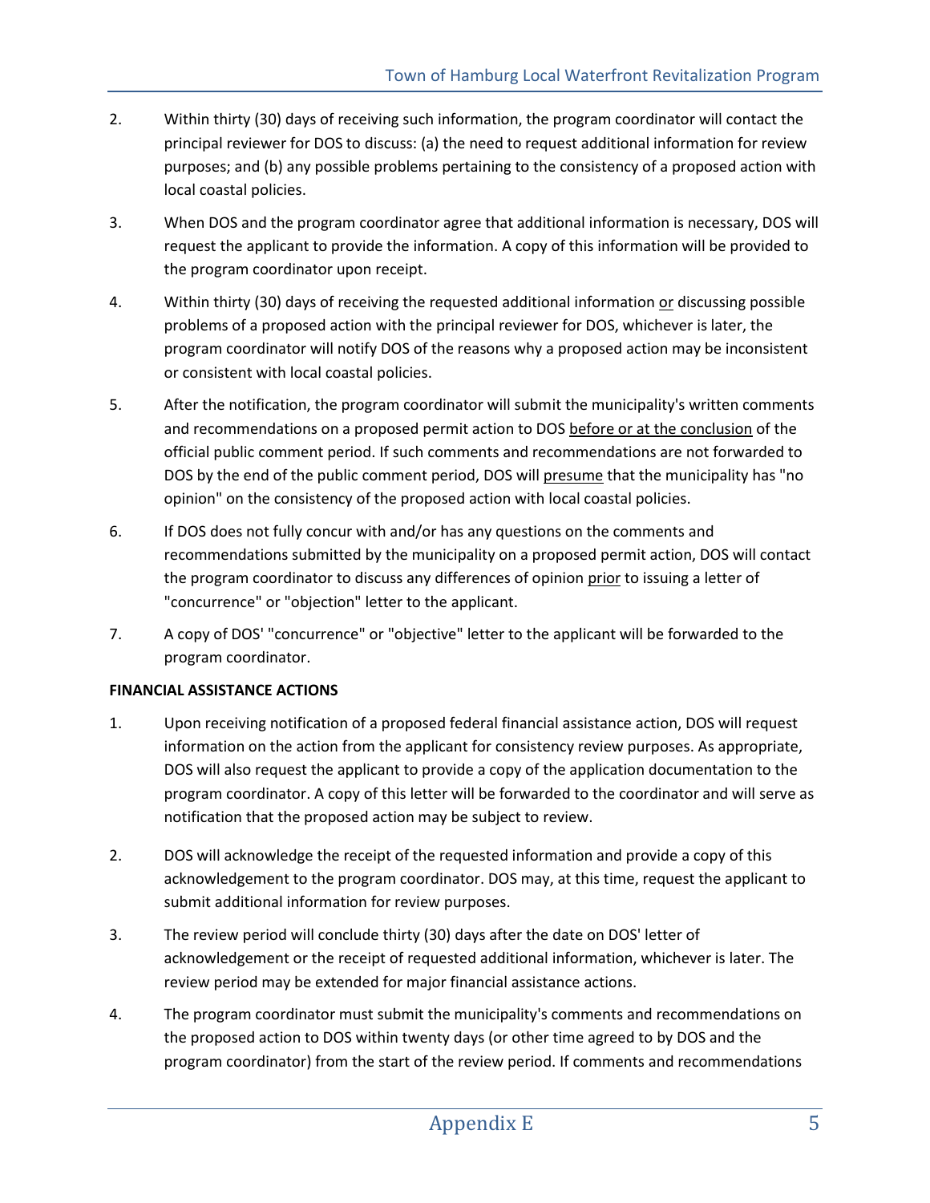2. Within thirty (30) days of receiving such information, the program coordinator will contact the principal reviewer for DOS to discuss: (a) the need to request additional information for review purposes; and (b) any possible problems pertaining to the consistency of a proposed action with local coastal policies.

3. When DOS and the program coordinator agree that additional information is necessary, DOS will request the applicant to provide the information. A copy of this information will be provided to the program coordinator upon receipt.

4. Within thirty (30) days of receiving the requested additional information or discussing possible problems of a proposed action with the principal reviewer for DOS, whichever is later, the program coordinator will notify DOS of the reasons why a proposed action may be inconsistent or consistent with local coastal policies.

5. After the notification, the program coordinator will submit the municipality's written comments and recommendations on a proposed permit action to DOS before or at the conclusion of the official public comment period. If such comments and recommendations are not forwarded to DOS by the end of the public comment period, DOS will presume that the municipality has "no opinion" on the consistency of the proposed action with local coastal policies.

6. If DOS does not fully concur with and/or has any questions on the comments and recommendations submitted by the municipality on a proposed permit action, DOS will contact the program coordinator to discuss any differences of opinion prior to issuing a letter of "concurrence" or "objection" letter to the applicant.

7. A copy of DOS' "concurrence" or "objective" letter to the applicant will be forwarded to the program coordinator.

**FINANCIAL ASSISTANCE ACTIONS**

1. Upon receiving notification of a proposed federal financial assistance action, DOS will request information on the action from the applicant for consistency review purposes. As appropriate, DOS will also request the applicant to provide a copy of the application documentation to the program coordinator. A copy of this letter will be forwarded to the coordinator and will serve as notification that the proposed action may be subject to review.

2. DOS will acknowledge the receipt of the requested information and provide a copy of this acknowledgement to the program coordinator. DOS may, at this time, request the applicant to submit additional information for review purposes.

3. The review period will conclude thirty (30) days after the date on DOS' letter of acknowledgement or the receipt of requested additional information, whichever is later. The review period may be extended for major financial assistance actions.

4. The program coordinator must submit the municipality's comments and recommendations on the proposed action to DOS within twenty days (or other time agreed to by DOS and the program coordinator) from the start of the review period. If comments and recommendations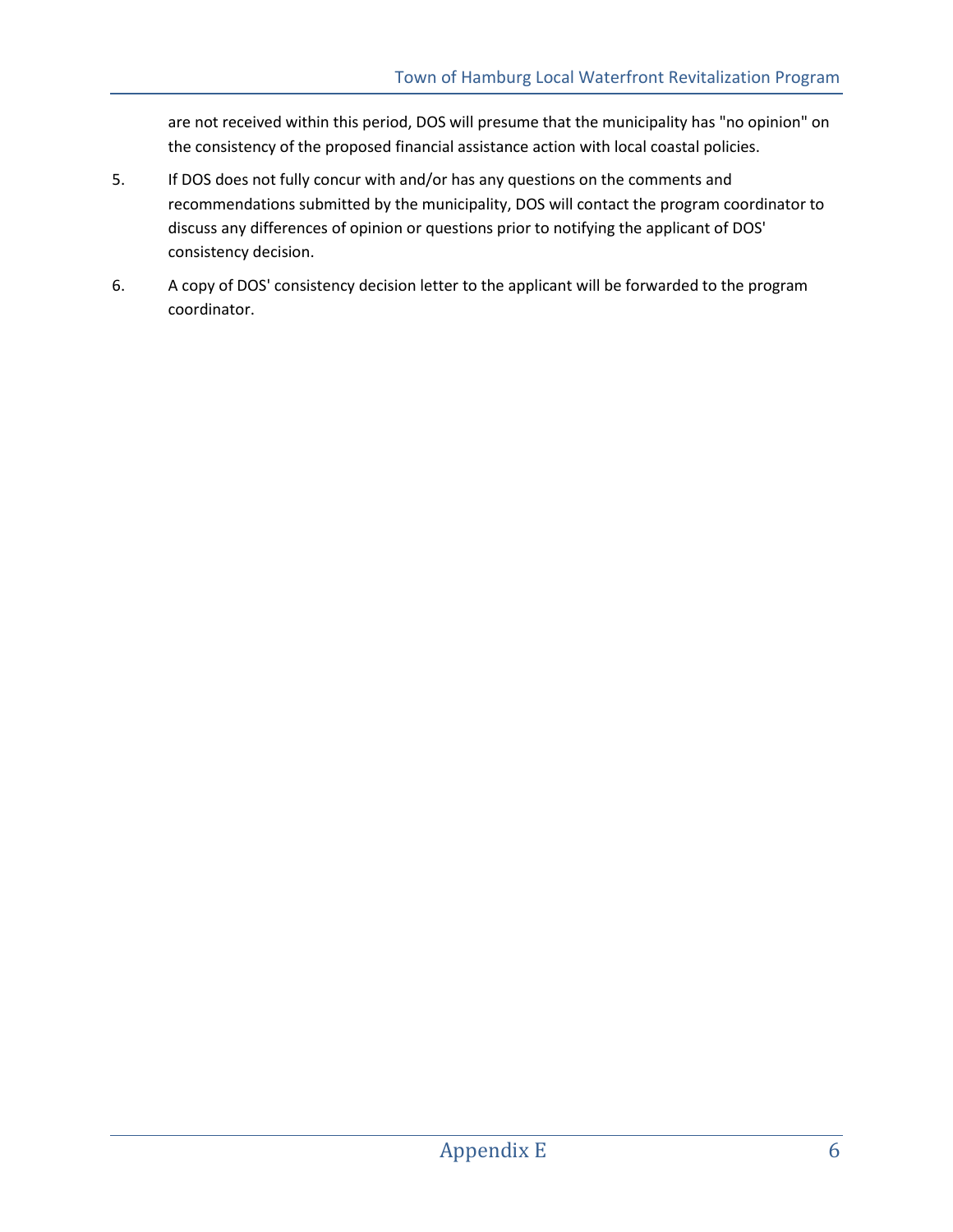are not received within this period, DOS will presume that the municipality has "no opinion" on the consistency of the proposed financial assistance action with local coastal policies.

5. If DOS does not fully concur with and/or has any questions on the comments and recommendations submitted by the municipality, DOS will contact the program coordinator to discuss any differences of opinion or questions prior to notifying the applicant of DOS' consistency decision.

6. A copy of DOS' consistency decision letter to the applicant will be forwarded to the program coordinator.